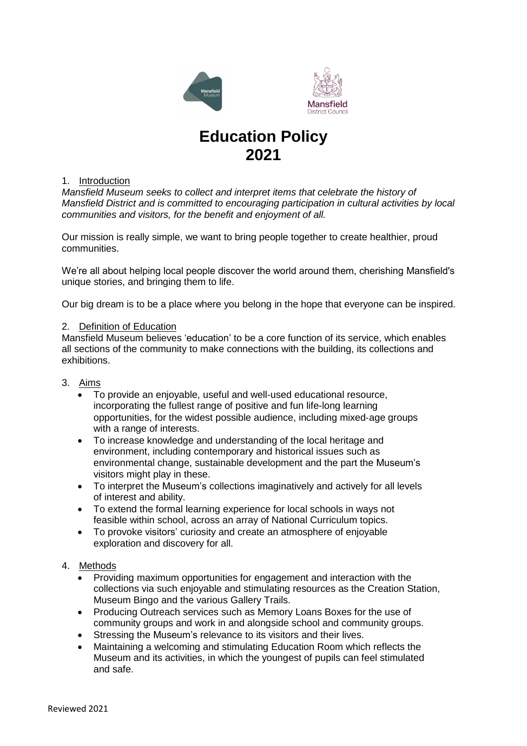# Education Policy 2021

## 1. Introduction

*Mansfield Museum seeks to collect and interpret items that celebrate the history of Mansfield District and is committed to encouraging participation in cultural activities by local communities and visitors, for the benefit and enjoyment of all.*

Our mission is really simple, we want to bring people together to create healthier, proud communities.

We're all about helping local people discover the world around them, cherishing Mansfield's unique stories, and bringing them to life.

Our big dream is to be a place where you belong in the hope that everyone can be inspired.

## 2. Definition of Education

Mansfield Museum believes 'education' to be a core function of its service, which enables all sections of the community to make connections with the building, its collections and exhibitions.

## 3. Aims

- To provide an enjoyable, useful and well-used educational resource, incorporating the fullest range of positive and fun life-long learning opportunities, for the widest possible audience, including mixed-age groups with a range of interests.
- To increase knowledge and understanding of the local heritage and environment, including contemporary and historical issues such as environmental change, sustainable development and the part the Museum's visitors might play in these.
- To interpret the Museum's collections imaginatively and actively for all levels of interest and ability.
- To extend the formal learning experience for local schools in ways not feasible within school, across an array of National Curriculum topics.
- To provoke visitors' curiosity and create an atmosphere of enjoyable exploration and discovery for all.

## 4. Methods

- Providing maximum opportunities for engagement and interaction with the collections via such enjoyable and stimulating resources as the Creation Station, Museum Bingo and the various Gallery Trails.
- Producing Outreach services such as Memory Loans Boxes for the use of community groups and work in and alongside school and community groups.
- Stressing the Museum's relevance to its visitors and their lives.
- Maintaining a welcoming and stimulating Education Room which reflects the Museum and its activities, in which the youngest of pupils can feel stimulated and safe.

Reviewed 2021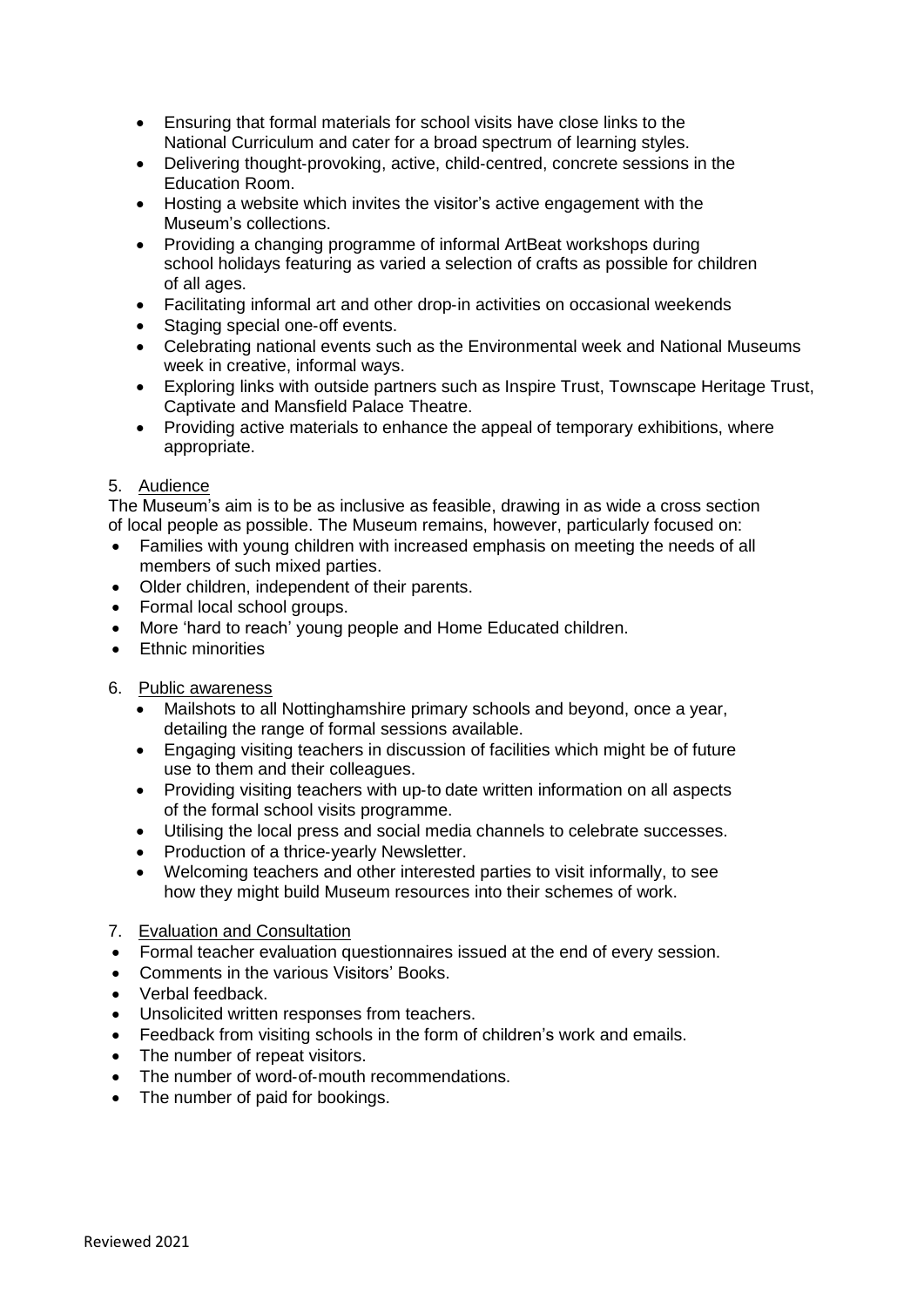- Ensuring that formal materials for school visits have close links to the National Curriculum and cater for a broad spectrum of learning styles.
- Delivering thought-provoking, active, child-centred, concrete sessions in the Education Room.
- Hosting a website which invites the visitor's active engagement with the Museum's collections.
- Providing a changing programme of informal ArtBeat workshops during school holidays featuring as varied a selection of crafts as possible for children of all ages.
- Facilitating informal art and other drop-in activities on occasional weekends
- Staging special one-off events.
- Celebrating national events such as the Environmental week and National Museums week in creative, informal ways.
- Exploring links with outside partners such as Inspire Trust, Townscape Heritage Trust, Captivate and Mansfield Palace Theatre.
- Providing active materials to enhance the appeal of temporary exhibitions, where appropriate.

5. <u>Audience</u>

The Museum's aim is to be as inclusive as feasible, drawing in as wide a cross section of local people as possible. The Museum remains, however, particularly focused on:

- Families with young children with increased emphasis on meeting the needs of all members of such mixed parties.
- Older children, independent of their parents.
- Formal local school groups.
- More 'hard to reach' young people and Home Educated children.
- Ethnic minorities

6. <u>Public awareness</u>
   - Mailshots to all Nottinghamshire primary schools and beyond, once a year, detailing the range of formal sessions available.
   - Engaging visiting teachers in discussion of facilities which might be of future use to them and their colleagues.
   - Providing visiting teachers with up-to date written information on all aspects of the formal school visits programme.
   - Utilising the local press and social media channels to celebrate successes.
   - Production of a thrice-yearly Newsletter.
   - Welcoming teachers and other interested parties to visit informally, to see how they might build Museum resources into their schemes of work.

7. <u>Evaluation and Consultation</u>

- Formal teacher evaluation questionnaires issued at the end of every session.
- Comments in the various Visitors' Books.
- Verbal feedback.
- Unsolicited written responses from teachers.
- Feedback from visiting schools in the form of children's work and emails.
- The number of repeat visitors.
- The number of word-of-mouth recommendations.
- The number of paid for bookings.

Reviewed 2021